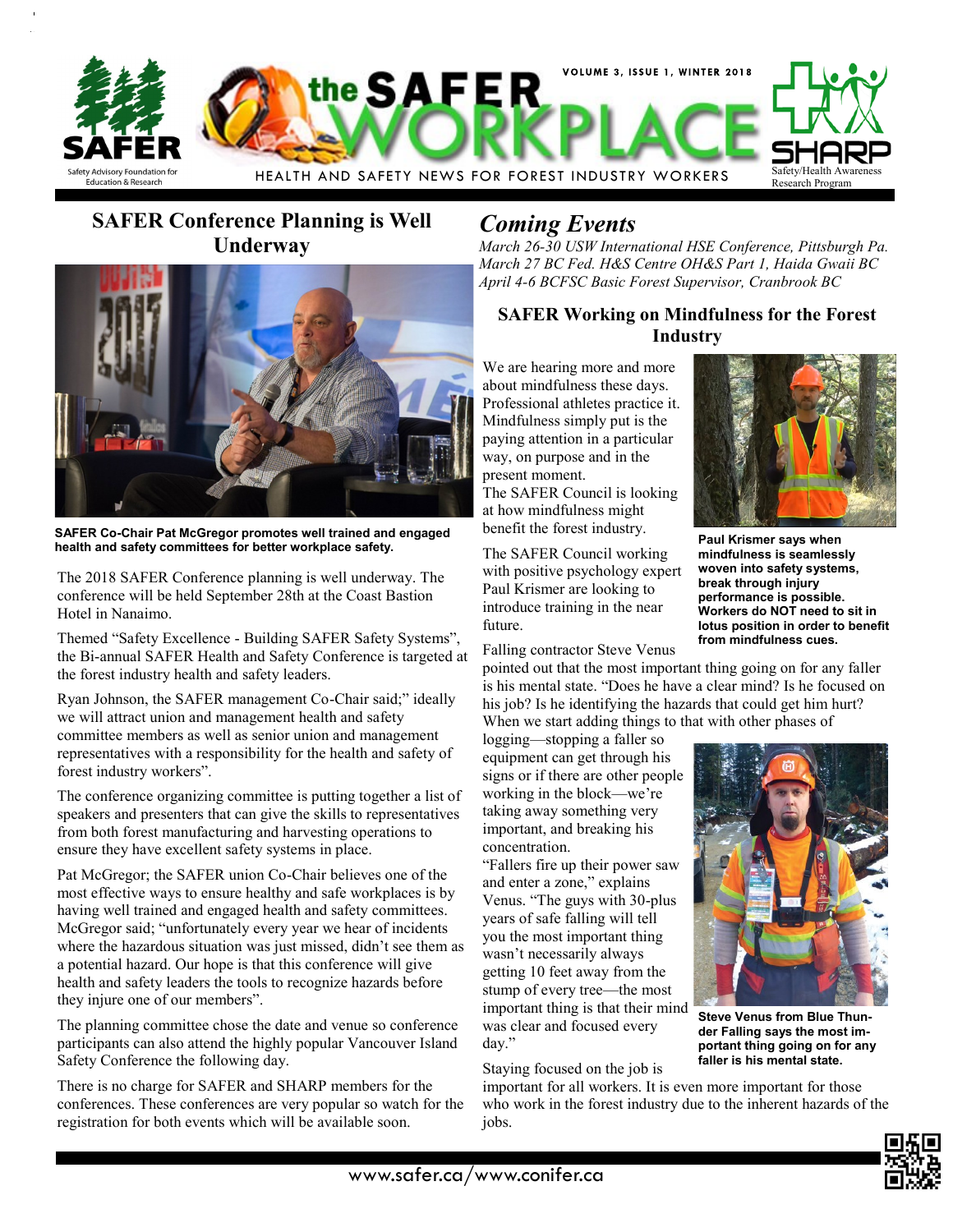# the SAFER WORKPLACE

HEALTH AND SAFETY NEWS FOR FOREST INDUSTRY WORKERS

VOLUME 3, ISSUE 1, WINTER 2018

SAFER — Safety Advisory Foundation for Education & Research

SHARP — Safety/Health Awareness Research Program

## SAFER Conference Planning is Well Underway

**SAFER Co-Chair Pat McGregor promotes well trained and engaged health and safety committees for better workplace safety.**

The 2018 SAFER Conference planning is well underway. The conference will be held September 28th at the Coast Bastion Hotel in Nanaimo.

Themed "Safety Excellence - Building SAFER Safety Systems", the Bi-annual SAFER Health and Safety Conference is targeted at the forest industry health and safety leaders.

Ryan Johnson, the SAFER management Co-Chair said;" ideally we will attract union and management health and safety committee members as well as senior union and management representatives with a responsibility for the health and safety of forest industry workers".

The conference organizing committee is putting together a list of speakers and presenters that can give the skills to representatives from both forest manufacturing and harvesting operations to ensure they have excellent safety systems in place.

Pat McGregor; the SAFER union Co-Chair believes one of the most effective ways to ensure healthy and safe workplaces is by having well trained and engaged health and safety committees. McGregor said; "unfortunately every year we hear of incidents where the hazardous situation was just missed, didn't see them as a potential hazard. Our hope is that this conference will give health and safety leaders the tools to recognize hazards before they injure one of our members".

The planning committee chose the date and venue so conference participants can also attend the highly popular Vancouver Island Safety Conference the following day.

There is no charge for SAFER and SHARP members for the conferences. These conferences are very popular so watch for the registration for both events which will be available soon.

## *Coming Events*

*March 26-30 USW International HSE Conference, Pittsburgh Pa.*
*March 27 BC Fed. H&S Centre OH&S Part 1, Haida Gwaii BC*
*April 4-6 BCFSC Basic Forest Supervisor, Cranbrook BC*

## SAFER Working on Mindfulness for the Forest Industry

We are hearing more and more about mindfulness these days. Professional athletes practice it. Mindfulness simply put is the paying attention in a particular way, on purpose and in the present moment.
The SAFER Council is looking at how mindfulness might benefit the forest industry.

**Paul Krismer says when mindfulness is seamlessly woven into safety systems, break through injury performance is possible. Workers do NOT need to sit in lotus position in order to benefit from mindfulness cues.**

The SAFER Council working with positive psychology expert Paul Krismer are looking to introduce training in the near future.

Falling contractor Steve Venus pointed out that the most important thing going on for any faller is his mental state. "Does he have a clear mind? Is he focused on his job? Is he identifying the hazards that could get him hurt? When we start adding things to that with other phases of logging—stopping a faller so equipment can get through his signs or if there are other people working in the block—we're taking away something very important, and breaking his concentration.
"Fallers fire up their power saw and enter a zone," explains Venus. "The guys with 30-plus years of safe falling will tell you the most important thing wasn't necessarily always getting 10 feet away from the stump of every tree—the most important thing is that their mind was clear and focused every day."

**Steve Venus from Blue Thunder Falling says the most important thing going on for any faller is his mental state.**

Staying focused on the job is important for all workers. It is even more important for those who work in the forest industry due to the inherent hazards of the jobs.

www.safer.ca/www.conifer.ca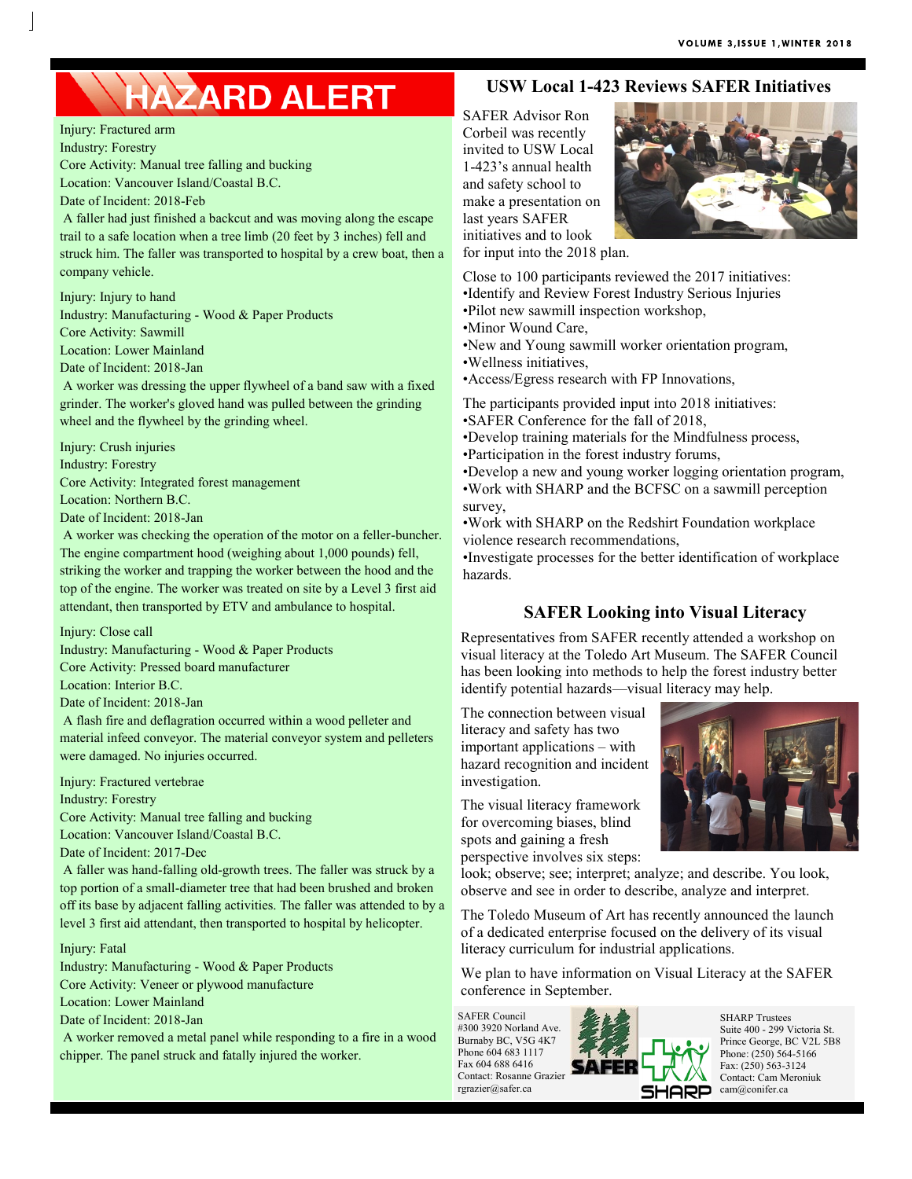# HAZARD ALERT

Injury: Fractured arm
Industry: Forestry
Core Activity: Manual tree falling and bucking
Location: Vancouver Island/Coastal B.C.
Date of Incident: 2018-Feb

A faller had just finished a backcut and was moving along the escape trail to a safe location when a tree limb (20 feet by 3 inches) fell and struck him. The faller was transported to hospital by a crew boat, then a company vehicle.

Injury: Injury to hand
Industry: Manufacturing - Wood & Paper Products
Core Activity: Sawmill
Location: Lower Mainland
Date of Incident: 2018-Jan

A worker was dressing the upper flywheel of a band saw with a fixed grinder. The worker's gloved hand was pulled between the grinding wheel and the flywheel by the grinding wheel.

Injury: Crush injuries
Industry: Forestry
Core Activity: Integrated forest management
Location: Northern B.C.
Date of Incident: 2018-Jan

A worker was checking the operation of the motor on a feller-buncher. The engine compartment hood (weighing about 1,000 pounds) fell, striking the worker and trapping the worker between the hood and the top of the engine. The worker was treated on site by a Level 3 first aid attendant, then transported by ETV and ambulance to hospital.

Injury: Close call
Industry: Manufacturing - Wood & Paper Products
Core Activity: Pressed board manufacturer
Location: Interior B.C.
Date of Incident: 2018-Jan

A flash fire and deflagration occurred within a wood pelleter and material infeed conveyor. The material conveyor system and pelleters were damaged. No injuries occurred.

Injury: Fractured vertebrae
Industry: Forestry
Core Activity: Manual tree falling and bucking
Location: Vancouver Island/Coastal B.C.
Date of Incident: 2017-Dec

A faller was hand-falling old-growth trees. The faller was struck by a top portion of a small-diameter tree that had been brushed and broken off its base by adjacent falling activities. The faller was attended to by a level 3 first aid attendant, then transported to hospital by helicopter.

Injury: Fatal
Industry: Manufacturing - Wood & Paper Products
Core Activity: Veneer or plywood manufacture
Location: Lower Mainland
Date of Incident: 2018-Jan

A worker removed a metal panel while responding to a fire in a wood chipper. The panel struck and fatally injured the worker.

## USW Local 1-423 Reviews SAFER Initiatives

SAFER Advisor Ron Corbeil was recently invited to USW Local 1-423's annual health and safety school to make a presentation on last years SAFER initiatives and to look for input into the 2018 plan.

Close to 100 participants reviewed the 2017 initiatives:

- Identify and Review Forest Industry Serious Injuries
- Pilot new sawmill inspection workshop,
- Minor Wound Care,
- New and Young sawmill worker orientation program,
- Wellness initiatives,
- Access/Egress research with FP Innovations,

The participants provided input into 2018 initiatives:

- SAFER Conference for the fall of 2018,
- Develop training materials for the Mindfulness process,
- Participation in the forest industry forums,
- Develop a new and young worker logging orientation program,
- Work with SHARP and the BCFSC on a sawmill perception survey,
- Work with SHARP on the Redshirt Foundation workplace violence research recommendations,
- Investigate processes for the better identification of workplace hazards.

## SAFER Looking into Visual Literacy

Representatives from SAFER recently attended a workshop on visual literacy at the Toledo Art Museum. The SAFER Council has been looking into methods to help the forest industry better identify potential hazards—visual literacy may help.

The connection between visual literacy and safety has two important applications – with hazard recognition and incident investigation.

The visual literacy framework for overcoming biases, blind spots and gaining a fresh perspective involves six steps: look; observe; see; interpret; analyze; and describe. You look, observe and see in order to describe, analyze and interpret.

The Toledo Museum of Art has recently announced the launch of a dedicated enterprise focused on the delivery of its visual literacy curriculum for industrial applications.

We plan to have information on Visual Literacy at the SAFER conference in September.

SAFER Council
#300 3920 Norland Ave.
Burnaby BC, V5G 4K7
Phone 604 683 1117
Fax 604 688 6416
Contact: Rosanne Grazier
rgrazier@safer.ca

SHARP Trustees
Suite 400 - 299 Victoria St.
Prince George, BC V2L 5B8
Phone: (250) 564-5166
Fax: (250) 563-3124
Contact: Cam Meroniuk
cam@conifer.ca